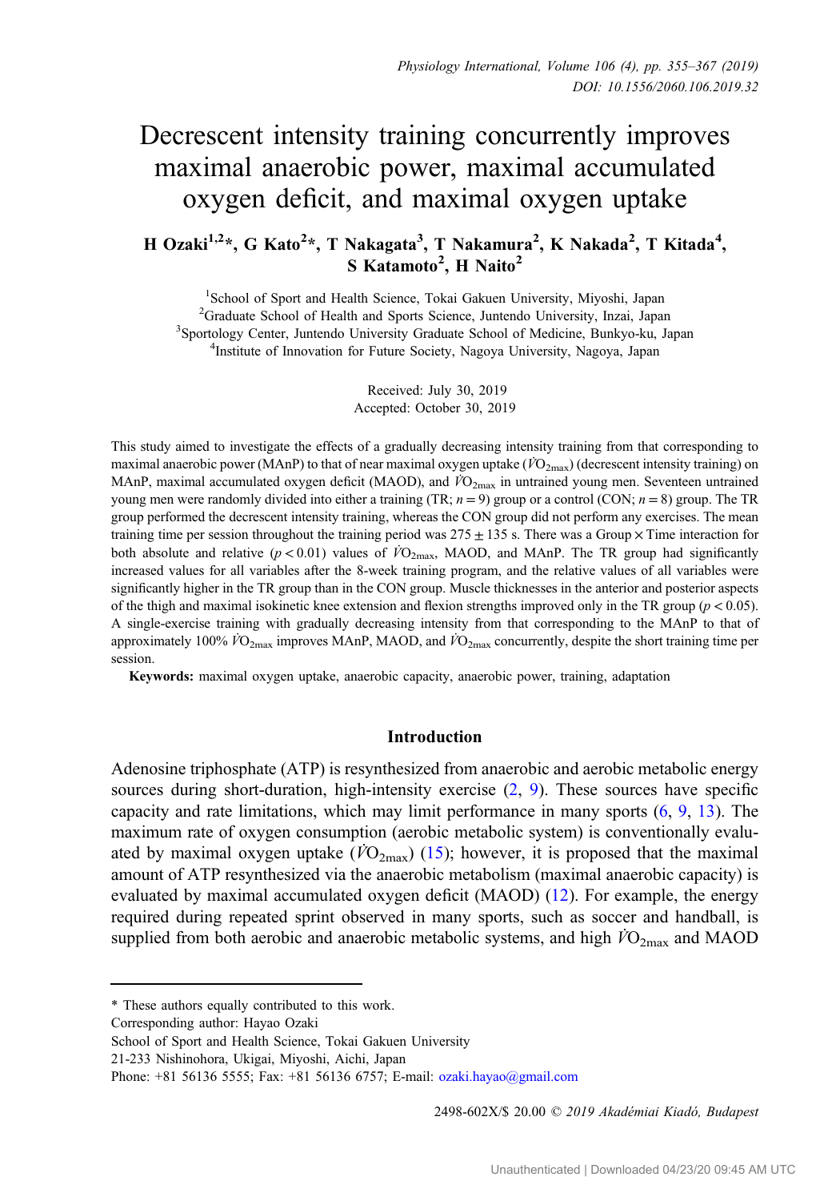# Decrescent intensity training concurrently improves maximal anaerobic power, maximal accumulated oxygen deficit, and maximal oxygen uptake

**H Ozaki[1,2]*, G Kato[2]*, T Nakagata[3], T Nakamura[2], K Nakada[2], T Kitada[4], S Katamoto[2], H Naito[2]**

[1]School of Sport and Health Science, Tokai Gakuen University, Miyoshi, Japan
[2]Graduate School of Health and Sports Science, Juntendo University, Inzai, Japan
[3]Sportology Center, Juntendo University Graduate School of Medicine, Bunkyo-ku, Japan
[4]Institute of Innovation for Future Society, Nagoya University, Nagoya, Japan

Received: July 30, 2019
Accepted: October 30, 2019

This study aimed to investigate the effects of a gradually decreasing intensity training from that corresponding to maximal anaerobic power (MAnP) to that of near maximal oxygen uptake ($\dot{V}O_{2max}$) (decrescent intensity training) on MAnP, maximal accumulated oxygen deficit (MAOD), and $\dot{V}O_{2max}$ in untrained young men. Seventeen untrained young men were randomly divided into either a training (TR; $n = 9$) group or a control (CON; $n = 8$) group. The TR group performed the decrescent intensity training, whereas the CON group did not perform any exercises. The mean training time per session throughout the training period was $275 \pm 135$ s. There was a Group × Time interaction for both absolute and relative ($p < 0.01$) values of $\dot{V}O_{2max}$, MAOD, and MAnP. The TR group had significantly increased values for all variables after the 8-week training program, and the relative values of all variables were significantly higher in the TR group than in the CON group. Muscle thicknesses in the anterior and posterior aspects of the thigh and maximal isokinetic knee extension and flexion strengths improved only in the TR group ($p < 0.05$). A single-exercise training with gradually decreasing intensity from that corresponding to the MAnP to that of approximately 100% $\dot{V}O_{2max}$ improves MAnP, MAOD, and $\dot{V}O_{2max}$ concurrently, despite the short training time per session.

**Keywords:** maximal oxygen uptake, anaerobic capacity, anaerobic power, training, adaptation

## Introduction

Adenosine triphosphate (ATP) is resynthesized from anaerobic and aerobic metabolic energy sources during short-duration, high-intensity exercise (2, 9). These sources have specific capacity and rate limitations, which may limit performance in many sports (6, 9, 13). The maximum rate of oxygen consumption (aerobic metabolic system) is conventionally evaluated by maximal oxygen uptake ($\dot{V}O_{2max}$) (15); however, it is proposed that the maximal amount of ATP resynthesized via the anaerobic metabolism (maximal anaerobic capacity) is evaluated by maximal accumulated oxygen deficit (MAOD) (12). For example, the energy required during repeated sprint observed in many sports, such as soccer and handball, is supplied from both aerobic and anaerobic metabolic systems, and high $\dot{V}O_{2max}$ and MAOD

\* These authors equally contributed to this work.
Corresponding author: Hayao Ozaki
School of Sport and Health Science, Tokai Gakuen University
21-233 Nishinohora, Ukigai, Miyoshi, Aichi, Japan
Phone: +81 56136 5555; Fax: +81 56136 6757; E-mail: ozaki.hayao@gmail.com

2498-602X/$ 20.00 © 2019 Akadémiai Kiadó, Budapest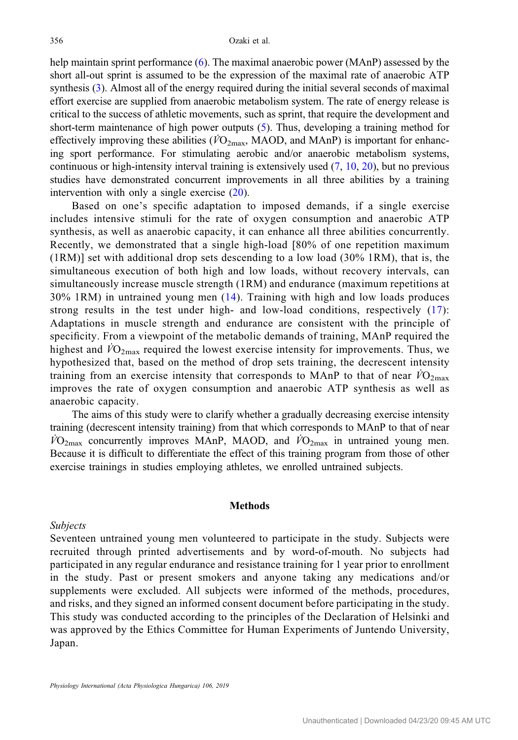help maintain sprint performance (6). The maximal anaerobic power (MAnP) assessed by the short all-out sprint is assumed to be the expression of the maximal rate of anaerobic ATP synthesis (3). Almost all of the energy required during the initial several seconds of maximal effort exercise are supplied from anaerobic metabolism system. The rate of energy release is critical to the success of athletic movements, such as sprint, that require the development and short-term maintenance of high power outputs (5). Thus, developing a training method for effectively improving these abilities ($\dot{V}O_{2max}$, MAOD, and MAnP) is important for enhancing sport performance. For stimulating aerobic and/or anaerobic metabolism systems, continuous or high-intensity interval training is extensively used (7, 10, 20), but no previous studies have demonstrated concurrent improvements in all three abilities by a training intervention with only a single exercise (20).

Based on one's specific adaptation to imposed demands, if a single exercise includes intensive stimuli for the rate of oxygen consumption and anaerobic ATP synthesis, as well as anaerobic capacity, it can enhance all three abilities concurrently. Recently, we demonstrated that a single high-load [80% of one repetition maximum (1RM)] set with additional drop sets descending to a low load (30% 1RM), that is, the simultaneous execution of both high and low loads, without recovery intervals, can simultaneously increase muscle strength (1RM) and endurance (maximum repetitions at 30% 1RM) in untrained young men (14). Training with high and low loads produces strong results in the test under high- and low-load conditions, respectively (17): Adaptations in muscle strength and endurance are consistent with the principle of specificity. From a viewpoint of the metabolic demands of training, MAnP required the highest and $\dot{V}O_{2max}$ required the lowest exercise intensity for improvements. Thus, we hypothesized that, based on the method of drop sets training, the decrescent intensity training from an exercise intensity that corresponds to MAnP to that of near $\dot{V}O_{2max}$ improves the rate of oxygen consumption and anaerobic ATP synthesis as well as anaerobic capacity.

The aims of this study were to clarify whether a gradually decreasing exercise intensity training (decrescent intensity training) from that which corresponds to MAnP to that of near $\dot{V}O_{2max}$ concurrently improves MAnP, MAOD, and $\dot{V}O_{2max}$ in untrained young men. Because it is difficult to differentiate the effect of this training program from those of other exercise trainings in studies employing athletes, we enrolled untrained subjects.

## Methods

### *Subjects*

Seventeen untrained young men volunteered to participate in the study. Subjects were recruited through printed advertisements and by word-of-mouth. No subjects had participated in any regular endurance and resistance training for 1 year prior to enrollment in the study. Past or present smokers and anyone taking any medications and/or supplements were excluded. All subjects were informed of the methods, procedures, and risks, and they signed an informed consent document before participating in the study. This study was conducted according to the principles of the Declaration of Helsinki and was approved by the Ethics Committee for Human Experiments of Juntendo University, Japan.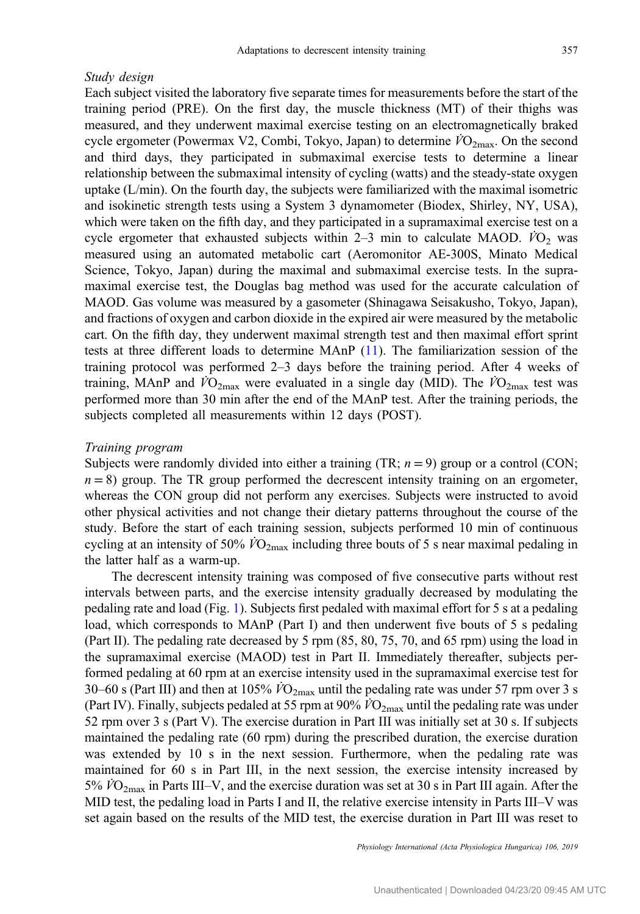### *Study design*

Each subject visited the laboratory five separate times for measurements before the start of the training period (PRE). On the first day, the muscle thickness (MT) of their thighs was measured, and they underwent maximal exercise testing on an electromagnetically braked cycle ergometer (Powermax V2, Combi, Tokyo, Japan) to determine $\dot{V}O_{2max}$. On the second and third days, they participated in submaximal exercise tests to determine a linear relationship between the submaximal intensity of cycling (watts) and the steady-state oxygen uptake (L/min). On the fourth day, the subjects were familiarized with the maximal isometric and isokinetic strength tests using a System 3 dynamometer (Biodex, Shirley, NY, USA), which were taken on the fifth day, and they participated in a supramaximal exercise test on a cycle ergometer that exhausted subjects within 2–3 min to calculate MAOD. $\dot{V}O_2$ was measured using an automated metabolic cart (Aeromonitor AE-300S, Minato Medical Science, Tokyo, Japan) during the maximal and submaximal exercise tests. In the supramaximal exercise test, the Douglas bag method was used for the accurate calculation of MAOD. Gas volume was measured by a gasometer (Shinagawa Seisakusho, Tokyo, Japan), and fractions of oxygen and carbon dioxide in the expired air were measured by the metabolic cart. On the fifth day, they underwent maximal strength test and then maximal effort sprint tests at three different loads to determine MAnP (11). The familiarization session of the training protocol was performed 2–3 days before the training period. After 4 weeks of training, MAnP and $\dot{V}O_{2max}$ were evaluated in a single day (MID). The $\dot{V}O_{2max}$ test was performed more than 30 min after the end of the MAnP test. After the training periods, the subjects completed all measurements within 12 days (POST).

### *Training program*

Subjects were randomly divided into either a training (TR; $n = 9$) group or a control (CON; $n = 8$) group. The TR group performed the decrescent intensity training on an ergometer, whereas the CON group did not perform any exercises. Subjects were instructed to avoid other physical activities and not change their dietary patterns throughout the course of the study. Before the start of each training session, subjects performed 10 min of continuous cycling at an intensity of 50% $\dot{V}O_{2max}$ including three bouts of 5 s near maximal pedaling in the latter half as a warm-up.

The decrescent intensity training was composed of five consecutive parts without rest intervals between parts, and the exercise intensity gradually decreased by modulating the pedaling rate and load (Fig. 1). Subjects first pedaled with maximal effort for 5 s at a pedaling load, which corresponds to MAnP (Part I) and then underwent five bouts of 5 s pedaling (Part II). The pedaling rate decreased by 5 rpm (85, 80, 75, 70, and 65 rpm) using the load in the supramaximal exercise (MAOD) test in Part II. Immediately thereafter, subjects performed pedaling at 60 rpm at an exercise intensity used in the supramaximal exercise test for 30–60 s (Part III) and then at 105% $\dot{V}O_{2max}$ until the pedaling rate was under 57 rpm over 3 s (Part IV). Finally, subjects pedaled at 55 rpm at 90% $\dot{V}O_{2max}$ until the pedaling rate was under 52 rpm over 3 s (Part V). The exercise duration in Part III was initially set at 30 s. If subjects maintained the pedaling rate (60 rpm) during the prescribed duration, the exercise duration was extended by 10 s in the next session. Furthermore, when the pedaling rate was maintained for 60 s in Part III, in the next session, the exercise intensity increased by 5% $\dot{V}O_{2max}$ in Parts III–V, and the exercise duration was set at 30 s in Part III again. After the MID test, the pedaling load in Parts I and II, the relative exercise intensity in Parts III–V was set again based on the results of the MID test, the exercise duration in Part III was reset to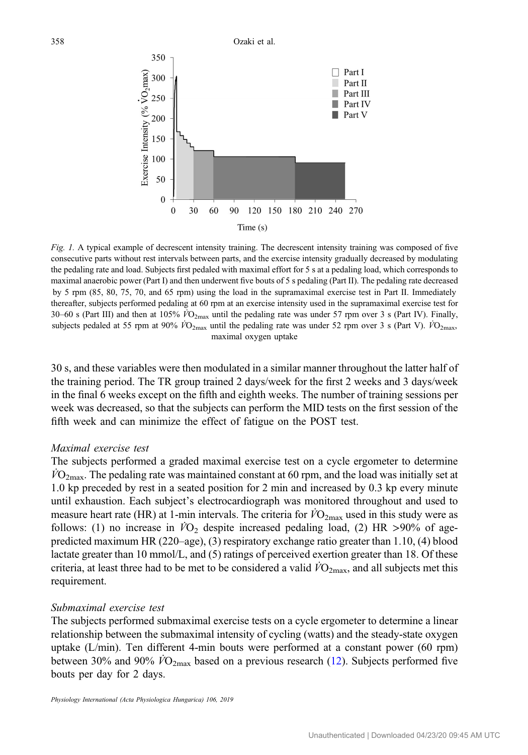*Fig. 1.* A typical example of decrescent intensity training. The decrescent intensity training was composed of five consecutive parts without rest intervals between parts, and the exercise intensity gradually decreased by modulating the pedaling rate and load. Subjects first pedaled with maximal effort for 5 s at a pedaling load, which corresponds to maximal anaerobic power (Part I) and then underwent five bouts of 5 s pedaling (Part II). The pedaling rate decreased by 5 rpm (85, 80, 75, 70, and 65 rpm) using the load in the supramaximal exercise test in Part II. Immediately thereafter, subjects performed pedaling at 60 rpm at an exercise intensity used in the supramaximal exercise test for 30–60 s (Part III) and then at 105% $\dot{V}O_{2max}$ until the pedaling rate was under 57 rpm over 3 s (Part IV). Finally, subjects pedaled at 55 rpm at 90% $\dot{V}O_{2max}$ until the pedaling rate was under 52 rpm over 3 s (Part V). $\dot{V}O_{2max}$, maximal oxygen uptake

30 s, and these variables were then modulated in a similar manner throughout the latter half of the training period. The TR group trained 2 days/week for the first 2 weeks and 3 days/week in the final 6 weeks except on the fifth and eighth weeks. The number of training sessions per week was decreased, so that the subjects can perform the MID tests on the first session of the fifth week and can minimize the effect of fatigue on the POST test.

### *Maximal exercise test*

The subjects performed a graded maximal exercise test on a cycle ergometer to determine $\dot{V}O_{2max}$. The pedaling rate was maintained constant at 60 rpm, and the load was initially set at 1.0 kp preceded by rest in a seated position for 2 min and increased by 0.3 kp every minute until exhaustion. Each subject's electrocardiograph was monitored throughout and used to measure heart rate (HR) at 1-min intervals. The criteria for $\dot{V}O_{2max}$ used in this study were as follows: (1) no increase in $\dot{V}O_2$ despite increased pedaling load, (2) HR >90% of age-predicted maximum HR (220–age), (3) respiratory exchange ratio greater than 1.10, (4) blood lactate greater than 10 mmol/L, and (5) ratings of perceived exertion greater than 18. Of these criteria, at least three had to be met to be considered a valid $\dot{V}O_{2max}$, and all subjects met this requirement.

### *Submaximal exercise test*

The subjects performed submaximal exercise tests on a cycle ergometer to determine a linear relationship between the submaximal intensity of cycling (watts) and the steady-state oxygen uptake (L/min). Ten different 4-min bouts were performed at a constant power (60 rpm) between 30% and 90% $\dot{V}O_{2max}$ based on a previous research (12). Subjects performed five bouts per day for 2 days.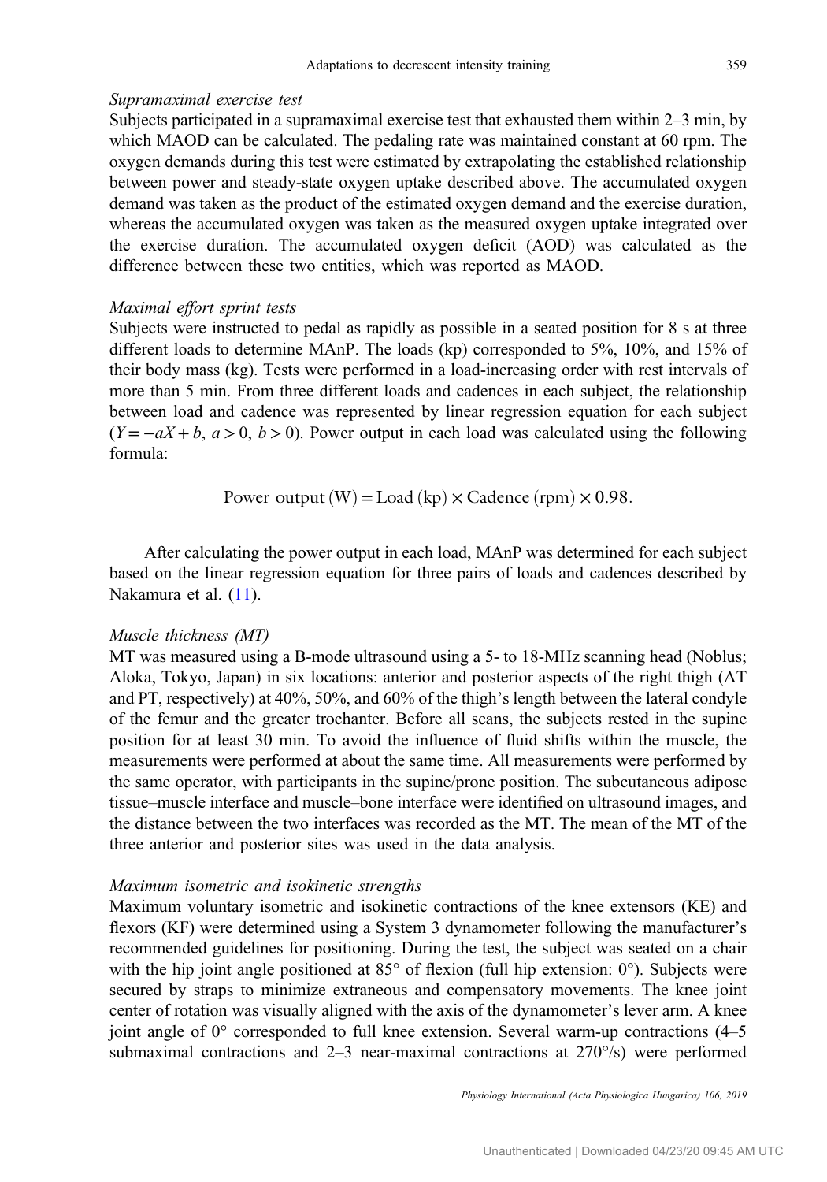*Supramaximal exercise test*

Subjects participated in a supramaximal exercise test that exhausted them within 2–3 min, by which MAOD can be calculated. The pedaling rate was maintained constant at 60 rpm. The oxygen demands during this test were estimated by extrapolating the established relationship between power and steady-state oxygen uptake described above. The accumulated oxygen demand was taken as the product of the estimated oxygen demand and the exercise duration, whereas the accumulated oxygen was taken as the measured oxygen uptake integrated over the exercise duration. The accumulated oxygen deficit (AOD) was calculated as the difference between these two entities, which was reported as MAOD.

*Maximal effort sprint tests*

Subjects were instructed to pedal as rapidly as possible in a seated position for 8 s at three different loads to determine MAnP. The loads (kp) corresponded to 5%, 10%, and 15% of their body mass (kg). Tests were performed in a load-increasing order with rest intervals of more than 5 min. From three different loads and cadences in each subject, the relationship between load and cadence was represented by linear regression equation for each subject ($Y = -aX + b$, $a > 0$, $b > 0$). Power output in each load was calculated using the following formula:

$$\text{Power output (W)} = \text{Load (kp)} \times \text{Cadence (rpm)} \times 0.98.$$

After calculating the power output in each load, MAnP was determined for each subject based on the linear regression equation for three pairs of loads and cadences described by Nakamura et al. (11).

*Muscle thickness (MT)*

MT was measured using a B-mode ultrasound using a 5- to 18-MHz scanning head (Noblus; Aloka, Tokyo, Japan) in six locations: anterior and posterior aspects of the right thigh (AT and PT, respectively) at 40%, 50%, and 60% of the thigh's length between the lateral condyle of the femur and the greater trochanter. Before all scans, the subjects rested in the supine position for at least 30 min. To avoid the influence of fluid shifts within the muscle, the measurements were performed at about the same time. All measurements were performed by the same operator, with participants in the supine/prone position. The subcutaneous adipose tissue–muscle interface and muscle–bone interface were identified on ultrasound images, and the distance between the two interfaces was recorded as the MT. The mean of the MT of the three anterior and posterior sites was used in the data analysis.

*Maximum isometric and isokinetic strengths*

Maximum voluntary isometric and isokinetic contractions of the knee extensors (KE) and flexors (KF) were determined using a System 3 dynamometer following the manufacturer's recommended guidelines for positioning. During the test, the subject was seated on a chair with the hip joint angle positioned at 85° of flexion (full hip extension: 0°). Subjects were secured by straps to minimize extraneous and compensatory movements. The knee joint center of rotation was visually aligned with the axis of the dynamometer's lever arm. A knee joint angle of 0° corresponded to full knee extension. Several warm-up contractions (4–5 submaximal contractions and 2–3 near-maximal contractions at 270°/s) were performed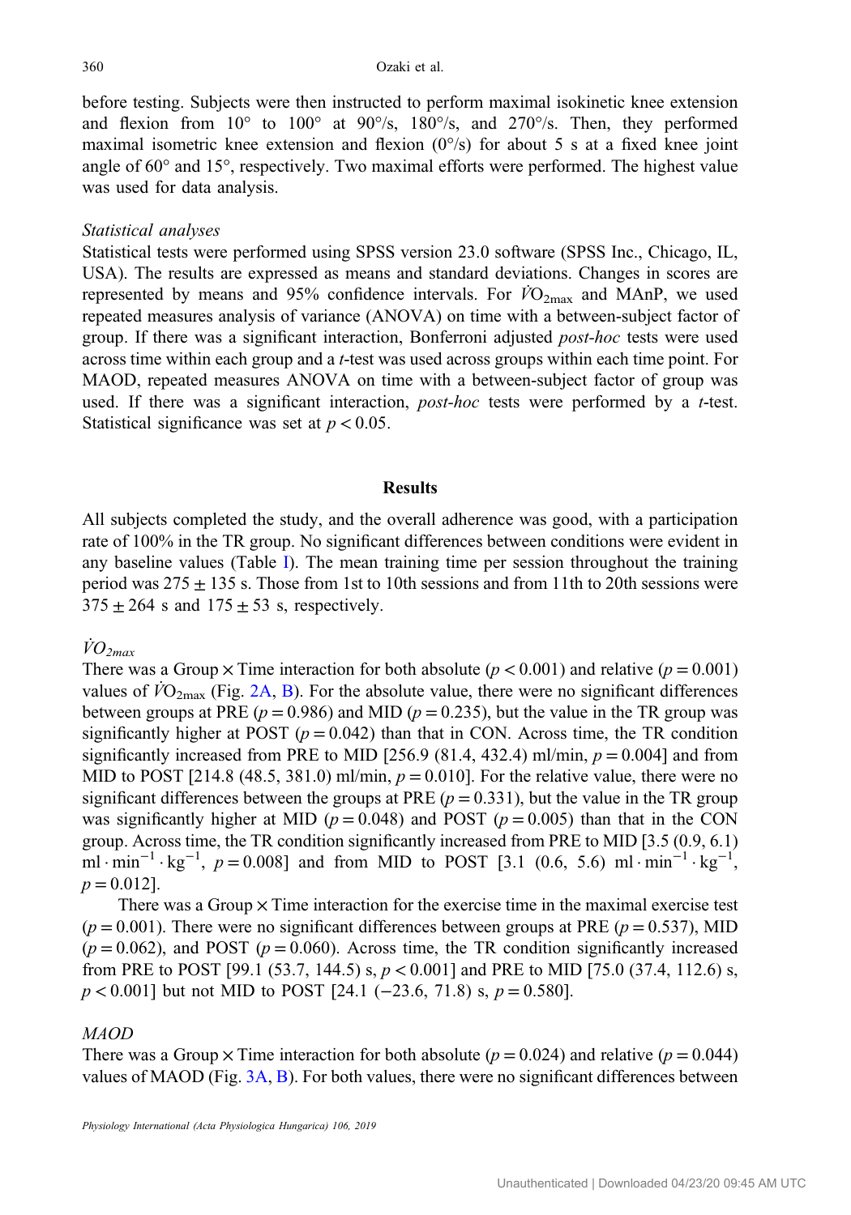before testing. Subjects were then instructed to perform maximal isokinetic knee extension and flexion from 10° to 100° at 90°/s, 180°/s, and 270°/s. Then, they performed maximal isometric knee extension and flexion (0°/s) for about 5 s at a fixed knee joint angle of 60° and 15°, respectively. Two maximal efforts were performed. The highest value was used for data analysis.

*Statistical analyses*

Statistical tests were performed using SPSS version 23.0 software (SPSS Inc., Chicago, IL, USA). The results are expressed as means and standard deviations. Changes in scores are represented by means and 95% confidence intervals. For $\dot{V}O_{2max}$ and MAnP, we used repeated measures analysis of variance (ANOVA) on time with a between-subject factor of group. If there was a significant interaction, Bonferroni adjusted *post-hoc* tests were used across time within each group and a *t*-test was used across groups within each time point. For MAOD, repeated measures ANOVA on time with a between-subject factor of group was used. If there was a significant interaction, *post-hoc* tests were performed by a *t*-test. Statistical significance was set at $p < 0.05$.

## Results

All subjects completed the study, and the overall adherence was good, with a participation rate of 100% in the TR group. No significant differences between conditions were evident in any baseline values (Table I). The mean training time per session throughout the training period was 275 ± 135 s. Those from 1st to 10th sessions and from 11th to 20th sessions were 375 ± 264 s and 175 ± 53 s, respectively.

*$\dot{V}O_{2max}$*

There was a Group × Time interaction for both absolute ($p < 0.001$) and relative ($p = 0.001$) values of $\dot{V}O_{2max}$ (Fig. 2A, B). For the absolute value, there were no significant differences between groups at PRE ($p = 0.986$) and MID ($p = 0.235$), but the value in the TR group was significantly higher at POST ($p = 0.042$) than that in CON. Across time, the TR condition significantly increased from PRE to MID [256.9 (81.4, 432.4) ml/min, $p = 0.004$] and from MID to POST [214.8 (48.5, 381.0) ml/min, $p = 0.010$]. For the relative value, there were no significant differences between the groups at PRE ($p = 0.331$), but the value in the TR group was significantly higher at MID ($p = 0.048$) and POST ($p = 0.005$) than that in the CON group. Across time, the TR condition significantly increased from PRE to MID [3.5 (0.9, 6.1) $ml \cdot min^{-1} \cdot kg^{-1}$, $p = 0.008$] and from MID to POST [3.1 (0.6, 5.6) $ml \cdot min^{-1} \cdot kg^{-1}$, $p = 0.012$].

There was a Group × Time interaction for the exercise time in the maximal exercise test ($p = 0.001$). There were no significant differences between groups at PRE ($p = 0.537$), MID ($p = 0.062$), and POST ($p = 0.060$). Across time, the TR condition significantly increased from PRE to POST [99.1 (53.7, 144.5) s, $p < 0.001$] and PRE to MID [75.0 (37.4, 112.6) s, $p < 0.001$] but not MID to POST [24.1 (−23.6, 71.8) s, $p = 0.580$].

*MAOD*

There was a Group × Time interaction for both absolute ($p = 0.024$) and relative ($p = 0.044$) values of MAOD (Fig. 3A, B). For both values, there were no significant differences between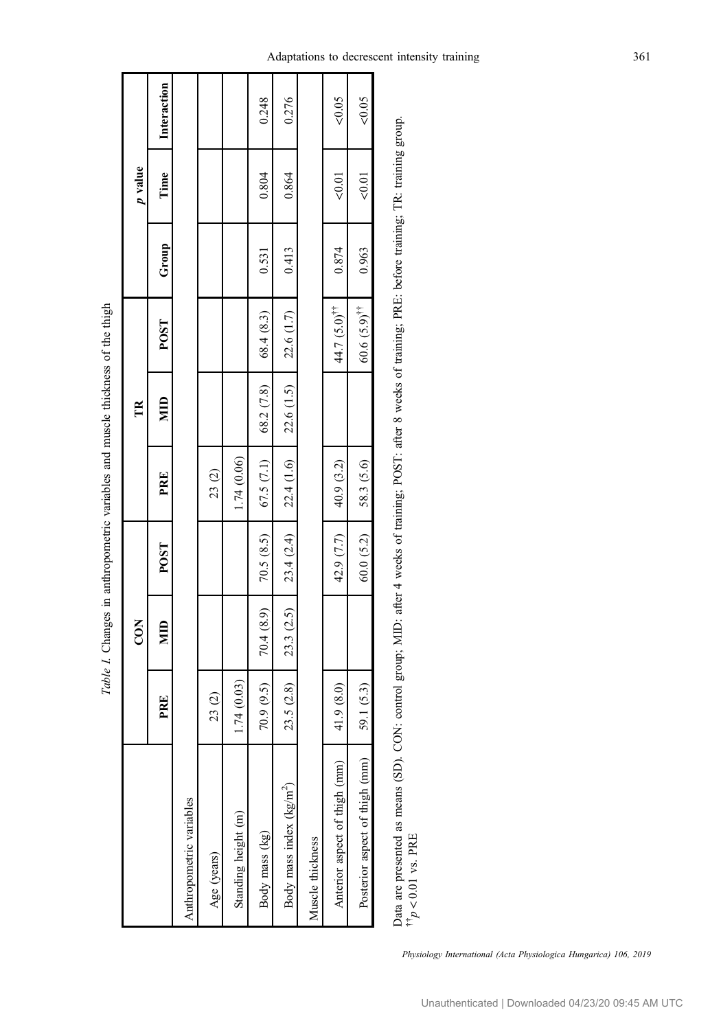*Table I.* Changes in anthropometric variables and muscle thickness of the thigh

| | CON | | | TR | | | *p* value | | |
|---|---|---|---|---|---|---|---|---|---|
| | PRE | MID | POST | PRE | MID | POST | Group | Time | Interaction |
| Anthropometric variables | | | | | | | | | |
| Age (years) | 23 (2) | | | 23 (2) | | | | | |
| Standing height (m) | 1.74 (0.03) | | | 1.74 (0.06) | | | | | |
| Body mass (kg) | 70.9 (9.5) | 70.4 (8.9) | 70.5 (8.5) | 67.5 (7.1) | 68.2 (7.8) | 68.4 (8.3) | 0.531 | 0.804 | 0.248 |
| Body mass index (kg/m$^2$) | 23.5 (2.8) | 23.3 (2.5) | 23.4 (2.4) | 22.4 (1.6) | 22.6 (1.5) | 22.6 (1.7) | 0.413 | 0.864 | 0.276 |
| Muscle thickness | | | | | | | | | |
| Anterior aspect of thigh (mm) | 41.9 (8.0) | | 42.9 (7.7) | 40.9 (3.2) | | 44.7 (5.0)$^{††}$ | 0.874 | <0.01 | <0.05 |
| Posterior aspect of thigh (mm) | 59.1 (5.3) | | 60.0 (5.2) | 58.3 (5.6) | | 60.6 (5.9)$^{††}$ | 0.963 | <0.01 | <0.05 |

Data are presented as means (SD). CON: control group; MID: after 4 weeks of training; POST: after 8 weeks of training; PRE: before training; TR: training group.
$^{††}p < 0.01$ vs. PRE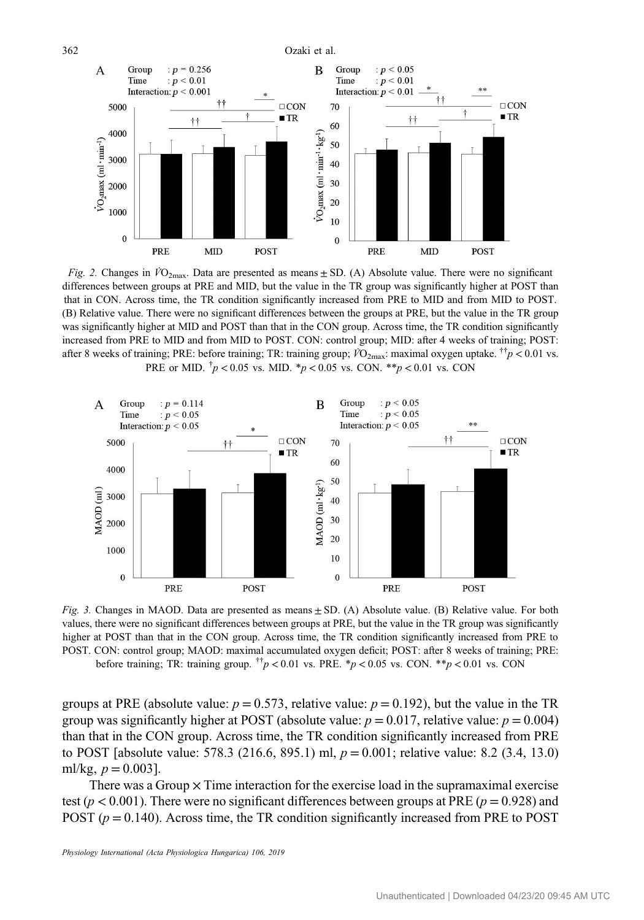*Fig. 2.* Changes in $\dot{V}O_{2max}$. Data are presented as means ± SD. (A) Absolute value. There were no significant differences between groups at PRE and MID, but the value in the TR group was significantly higher at POST than that in CON. Across time, the TR condition significantly increased from PRE to MID and from MID to POST. (B) Relative value. There were no significant differences between the groups at PRE, but the value in the TR group was significantly higher at MID and POST than that in the CON group. Across time, the TR condition significantly increased from PRE to MID and from MID to POST. CON: control group; MID: after 4 weeks of training; POST: after 8 weeks of training; PRE: before training; TR: training group; $\dot{V}O_{2max}$: maximal oxygen uptake. ††$p < 0.01$ vs. PRE or MID. †$p < 0.05$ vs. MID. *$p < 0.05$ vs. CON. **$p < 0.01$ vs. CON

*Fig. 3.* Changes in MAOD. Data are presented as means ± SD. (A) Absolute value. (B) Relative value. For both values, there were no significant differences between groups at PRE, but the value in the TR group was significantly higher at POST than that in the CON group. Across time, the TR condition significantly increased from PRE to POST. CON: control group; MAOD: maximal accumulated oxygen deficit; POST: after 8 weeks of training; PRE: before training; TR: training group. ††$p < 0.01$ vs. PRE. *$p < 0.05$ vs. CON. **$p < 0.01$ vs. CON

groups at PRE (absolute value: $p = 0.573$, relative value: $p = 0.192$), but the value in the TR group was significantly higher at POST (absolute value: $p = 0.017$, relative value: $p = 0.004$) than that in the CON group. Across time, the TR condition significantly increased from PRE to POST [absolute value: 578.3 (216.6, 895.1) ml, $p = 0.001$; relative value: 8.2 (3.4, 13.0) ml/kg, $p = 0.003$].

There was a Group × Time interaction for the exercise load in the supramaximal exercise test ($p < 0.001$). There were no significant differences between groups at PRE ($p = 0.928$) and POST ($p = 0.140$). Across time, the TR condition significantly increased from PRE to POST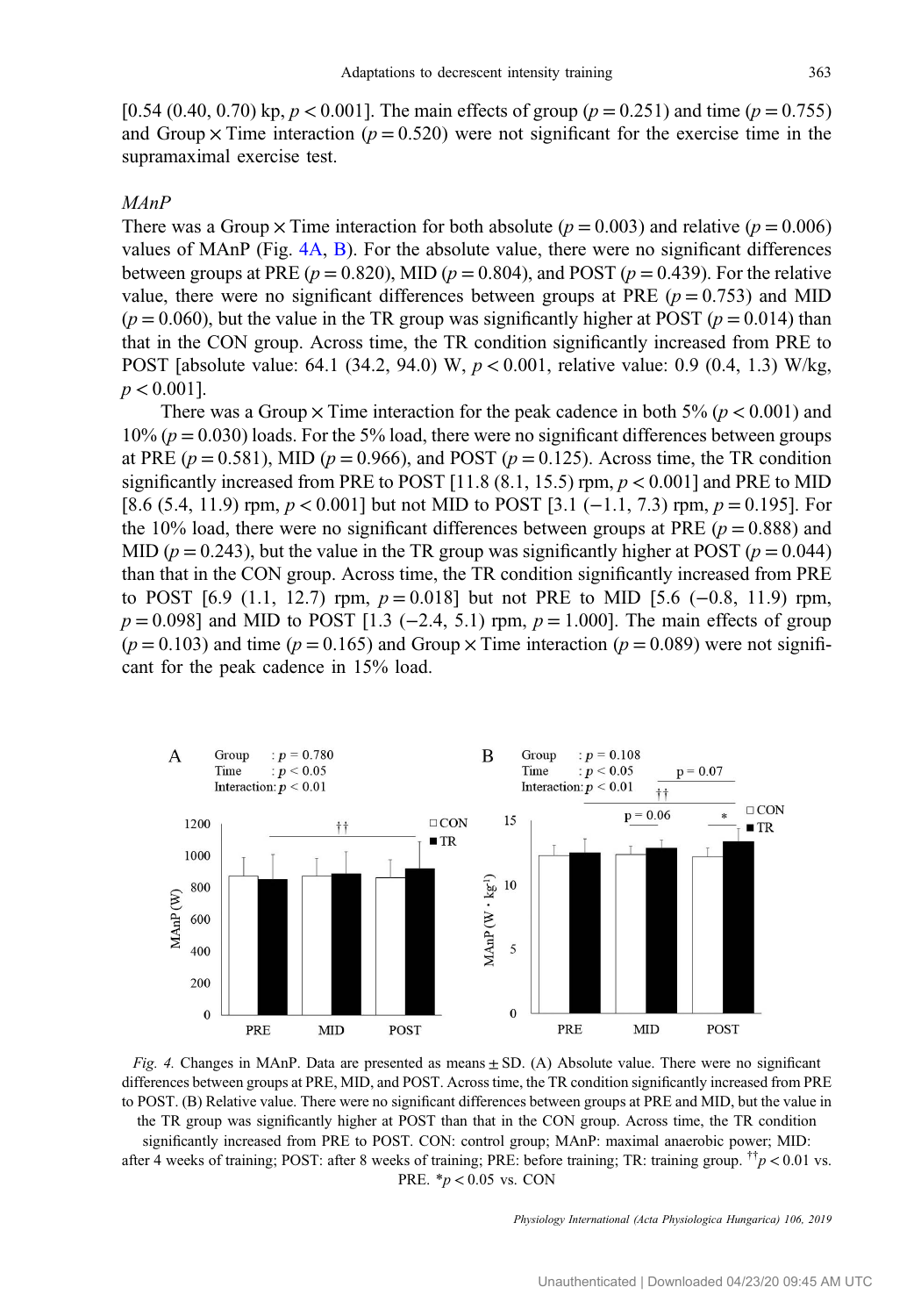[0.54 (0.40, 0.70) kp, $p < 0.001$]. The main effects of group ($p = 0.251$) and time ($p = 0.755$) and Group × Time interaction ($p = 0.520$) were not significant for the exercise time in the supramaximal exercise test.

### *MAnP*

There was a Group × Time interaction for both absolute ($p = 0.003$) and relative ($p = 0.006$) values of MAnP (Fig. 4A, B). For the absolute value, there were no significant differences between groups at PRE ($p = 0.820$), MID ($p = 0.804$), and POST ($p = 0.439$). For the relative value, there were no significant differences between groups at PRE ($p = 0.753$) and MID ($p = 0.060$), but the value in the TR group was significantly higher at POST ($p = 0.014$) than that in the CON group. Across time, the TR condition significantly increased from PRE to POST [absolute value: 64.1 (34.2, 94.0) W, $p < 0.001$, relative value: 0.9 (0.4, 1.3) W/kg, $p < 0.001$].

There was a Group × Time interaction for the peak cadence in both 5% ($p < 0.001$) and 10% ($p = 0.030$) loads. For the 5% load, there were no significant differences between groups at PRE ($p = 0.581$), MID ($p = 0.966$), and POST ($p = 0.125$). Across time, the TR condition significantly increased from PRE to POST [11.8 (8.1, 15.5) rpm, $p < 0.001$] and PRE to MID [8.6 (5.4, 11.9) rpm, $p < 0.001$] but not MID to POST [3.1 (−1.1, 7.3) rpm, $p = 0.195$]. For the 10% load, there were no significant differences between groups at PRE ($p = 0.888$) and MID ($p = 0.243$), but the value in the TR group was significantly higher at POST ($p = 0.044$) than that in the CON group. Across time, the TR condition significantly increased from PRE to POST [6.9 (1.1, 12.7) rpm, $p = 0.018$] but not PRE to MID [5.6 (−0.8, 11.9) rpm, $p = 0.098$] and MID to POST [1.3 (−2.4, 5.1) rpm, $p = 1.000$]. The main effects of group ($p = 0.103$) and time ($p = 0.165$) and Group × Time interaction ($p = 0.089$) were not significant for the peak cadence in 15% load.

*Fig. 4.* Changes in MAnP. Data are presented as means ± SD. (A) Absolute value. There were no significant differences between groups at PRE, MID, and POST. Across time, the TR condition significantly increased from PRE to POST. (B) Relative value. There were no significant differences between groups at PRE and MID, but the value in the TR group was significantly higher at POST than that in the CON group. Across time, the TR condition significantly increased from PRE to POST. CON: control group; MAnP: maximal anaerobic power; MID: after 4 weeks of training; POST: after 8 weeks of training; PRE: before training; TR: training group. ††$p < 0.01$ vs. PRE. *$p < 0.05$ vs. CON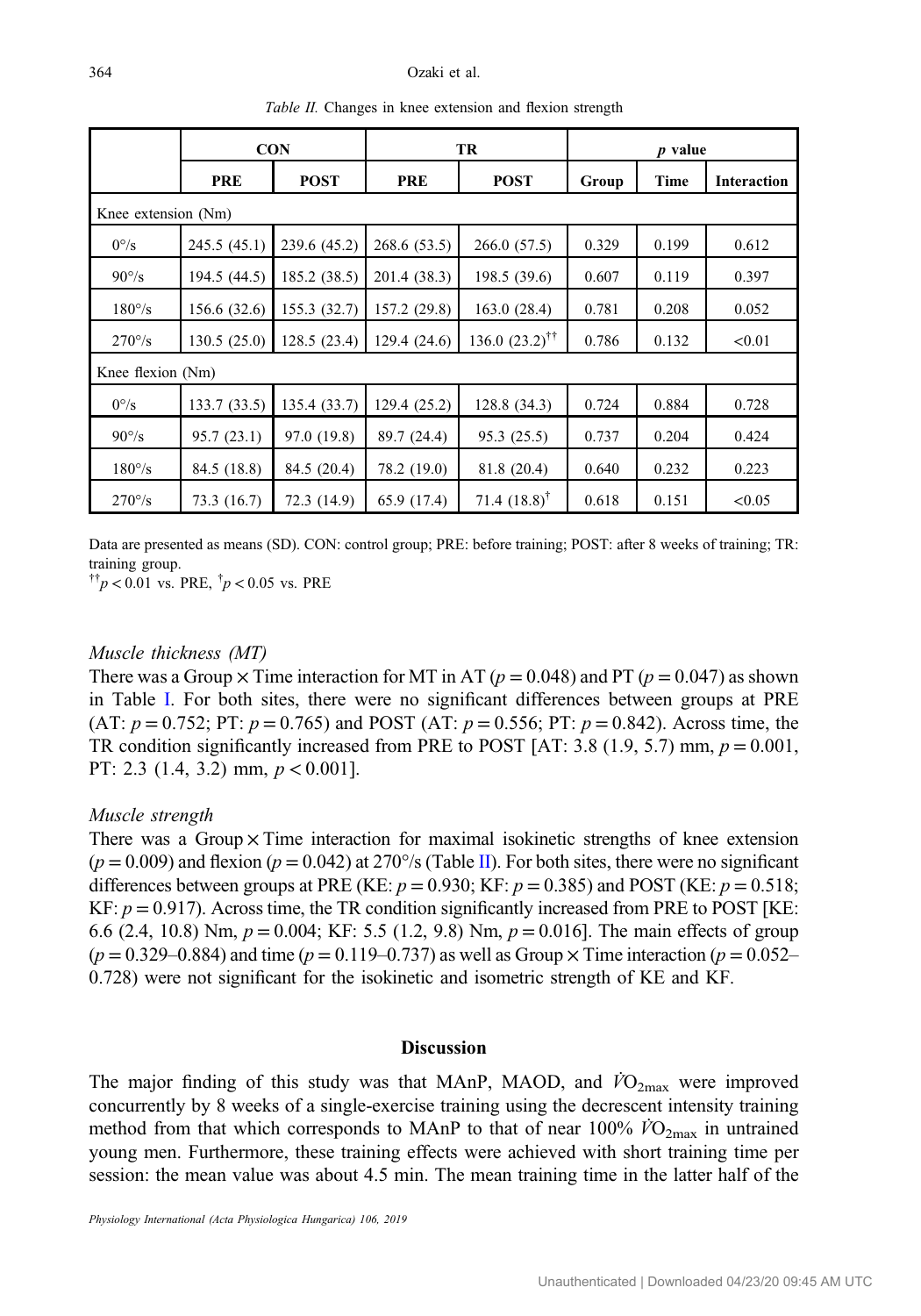*Table II.* Changes in knee extension and flexion strength

| | CON | | TR | | *p* value | | |
|---|---|---|---|---|---|---|---|
| | **PRE** | **POST** | **PRE** | **POST** | **Group** | **Time** | **Interaction** |
| Knee extension (Nm) | | | | | | | |
| 0°/s | 245.5 (45.1) | 239.6 (45.2) | 268.6 (53.5) | 266.0 (57.5) | 0.329 | 0.199 | 0.612 |
| 90°/s | 194.5 (44.5) | 185.2 (38.5) | 201.4 (38.3) | 198.5 (39.6) | 0.607 | 0.119 | 0.397 |
| 180°/s | 156.6 (32.6) | 155.3 (32.7) | 157.2 (29.8) | 163.0 (28.4) | 0.781 | 0.208 | 0.052 |
| 270°/s | 130.5 (25.0) | 128.5 (23.4) | 129.4 (24.6) | 136.0 (23.2)†† | 0.786 | 0.132 | <0.01 |
| Knee flexion (Nm) | | | | | | | |
| 0°/s | 133.7 (33.5) | 135.4 (33.7) | 129.4 (25.2) | 128.8 (34.3) | 0.724 | 0.884 | 0.728 |
| 90°/s | 95.7 (23.1) | 97.0 (19.8) | 89.7 (24.4) | 95.3 (25.5) | 0.737 | 0.204 | 0.424 |
| 180°/s | 84.5 (18.8) | 84.5 (20.4) | 78.2 (19.0) | 81.8 (20.4) | 0.640 | 0.232 | 0.223 |
| 270°/s | 73.3 (16.7) | 72.3 (14.9) | 65.9 (17.4) | 71.4 (18.8)† | 0.618 | 0.151 | <0.05 |

Data are presented as means (SD). CON: control group; PRE: before training; POST: after 8 weeks of training; TR: training group.

††$p < 0.01$ vs. PRE, †$p < 0.05$ vs. PRE

### *Muscle thickness (MT)*

There was a Group × Time interaction for MT in AT ($p = 0.048$) and PT ($p = 0.047$) as shown in Table I. For both sites, there were no significant differences between groups at PRE (AT: $p = 0.752$; PT: $p = 0.765$) and POST (AT: $p = 0.556$; PT: $p = 0.842$). Across time, the TR condition significantly increased from PRE to POST [AT: 3.8 (1.9, 5.7) mm, $p = 0.001$, PT: 2.3 (1.4, 3.2) mm, $p < 0.001$].

### *Muscle strength*

There was a Group × Time interaction for maximal isokinetic strengths of knee extension ($p = 0.009$) and flexion ($p = 0.042$) at 270°/s (Table II). For both sites, there were no significant differences between groups at PRE (KE: $p = 0.930$; KF: $p = 0.385$) and POST (KE: $p = 0.518$; KF: $p = 0.917$). Across time, the TR condition significantly increased from PRE to POST [KE: 6.6 (2.4, 10.8) Nm, $p = 0.004$; KF: 5.5 (1.2, 9.8) Nm, $p = 0.016$]. The main effects of group ($p = 0.329$–$0.884$) and time ($p = 0.119$–$0.737$) as well as Group × Time interaction ($p = 0.052$–$0.728$) were not significant for the isokinetic and isometric strength of KE and KF.

## Discussion

The major finding of this study was that MAnP, MAOD, and $\dot{V}O_{2max}$ were improved concurrently by 8 weeks of a single-exercise training using the decrescent intensity training method from that which corresponds to MAnP to that of near 100% $\dot{V}O_{2max}$ in untrained young men. Furthermore, these training effects were achieved with short training time per session: the mean value was about 4.5 min. The mean training time in the latter half of the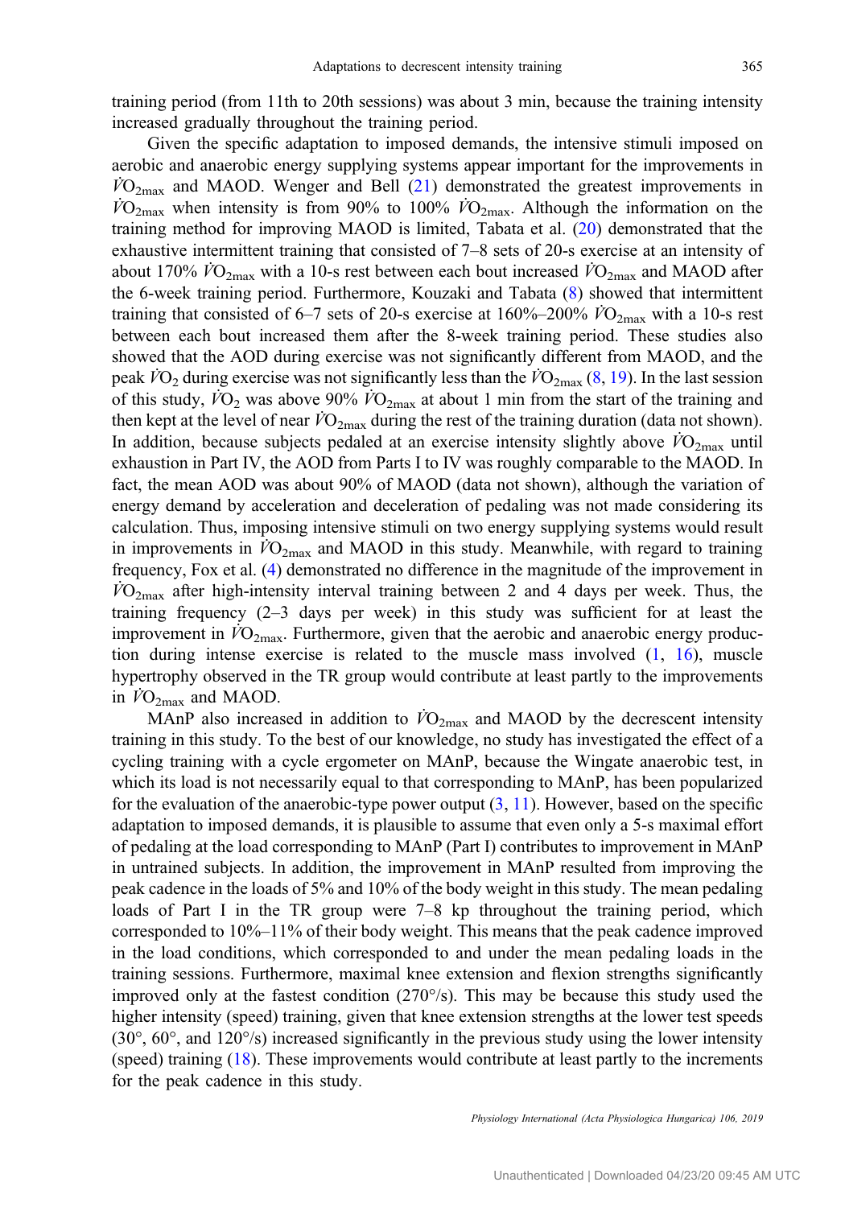training period (from 11th to 20th sessions) was about 3 min, because the training intensity increased gradually throughout the training period.

Given the specific adaptation to imposed demands, the intensive stimuli imposed on aerobic and anaerobic energy supplying systems appear important for the improvements in $\dot{V}O_{2max}$ and MAOD. Wenger and Bell (21) demonstrated the greatest improvements in $\dot{V}O_{2max}$ when intensity is from 90% to 100% $\dot{V}O_{2max}$. Although the information on the training method for improving MAOD is limited, Tabata et al. (20) demonstrated that the exhaustive intermittent training that consisted of 7–8 sets of 20-s exercise at an intensity of about 170% $\dot{V}O_{2max}$ with a 10-s rest between each bout increased $\dot{V}O_{2max}$ and MAOD after the 6-week training period. Furthermore, Kouzaki and Tabata (8) showed that intermittent training that consisted of 6–7 sets of 20-s exercise at 160%–200% $\dot{V}O_{2max}$ with a 10-s rest between each bout increased them after the 8-week training period. These studies also showed that the AOD during exercise was not significantly different from MAOD, and the peak $\dot{V}O_2$ during exercise was not significantly less than the $\dot{V}O_{2max}$ (8, 19). In the last session of this study, $\dot{V}O_2$ was above 90% $\dot{V}O_{2max}$ at about 1 min from the start of the training and then kept at the level of near $\dot{V}O_{2max}$ during the rest of the training duration (data not shown). In addition, because subjects pedaled at an exercise intensity slightly above $\dot{V}O_{2max}$ until exhaustion in Part IV, the AOD from Parts I to IV was roughly comparable to the MAOD. In fact, the mean AOD was about 90% of MAOD (data not shown), although the variation of energy demand by acceleration and deceleration of pedaling was not made considering its calculation. Thus, imposing intensive stimuli on two energy supplying systems would result in improvements in $\dot{V}O_{2max}$ and MAOD in this study. Meanwhile, with regard to training frequency, Fox et al. (4) demonstrated no difference in the magnitude of the improvement in $\dot{V}O_{2max}$ after high-intensity interval training between 2 and 4 days per week. Thus, the training frequency (2–3 days per week) in this study was sufficient for at least the improvement in $\dot{V}O_{2max}$. Furthermore, given that the aerobic and anaerobic energy production during intense exercise is related to the muscle mass involved (1, 16), muscle hypertrophy observed in the TR group would contribute at least partly to the improvements in $\dot{V}O_{2max}$ and MAOD.

MAnP also increased in addition to $\dot{V}O_{2max}$ and MAOD by the decrescent intensity training in this study. To the best of our knowledge, no study has investigated the effect of a cycling training with a cycle ergometer on MAnP, because the Wingate anaerobic test, in which its load is not necessarily equal to that corresponding to MAnP, has been popularized for the evaluation of the anaerobic-type power output (3, 11). However, based on the specific adaptation to imposed demands, it is plausible to assume that even only a 5-s maximal effort of pedaling at the load corresponding to MAnP (Part I) contributes to improvement in MAnP in untrained subjects. In addition, the improvement in MAnP resulted from improving the peak cadence in the loads of 5% and 10% of the body weight in this study. The mean pedaling loads of Part I in the TR group were 7–8 kp throughout the training period, which corresponded to 10%–11% of their body weight. This means that the peak cadence improved in the load conditions, which corresponded to and under the mean pedaling loads in the training sessions. Furthermore, maximal knee extension and flexion strengths significantly improved only at the fastest condition (270°/s). This may be because this study used the higher intensity (speed) training, given that knee extension strengths at the lower test speeds (30°, 60°, and 120°/s) increased significantly in the previous study using the lower intensity (speed) training (18). These improvements would contribute at least partly to the increments for the peak cadence in this study.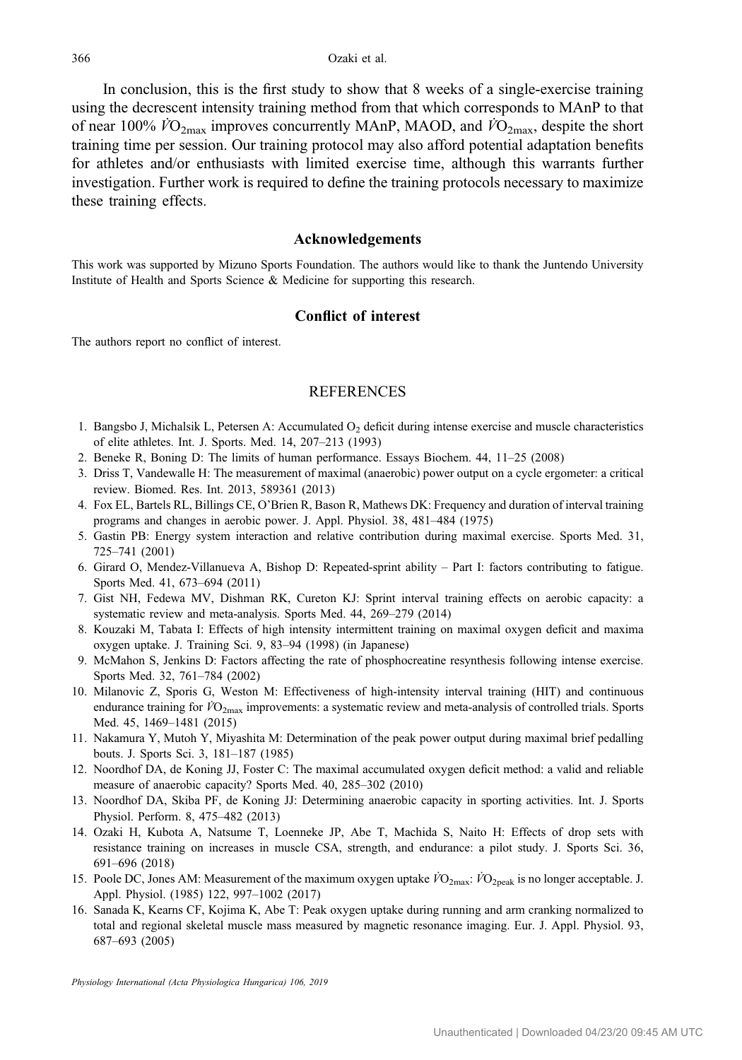In conclusion, this is the first study to show that 8 weeks of a single-exercise training using the decrescent intensity training method from that which corresponds to MAnP to that of near 100% $\dot{V}O_{2max}$ improves concurrently MAnP, MAOD, and $\dot{V}O_{2max}$, despite the short training time per session. Our training protocol may also afford potential adaptation benefits for athletes and/or enthusiasts with limited exercise time, although this warrants further investigation. Further work is required to define the training protocols necessary to maximize these training effects.

## Acknowledgements

This work was supported by Mizuno Sports Foundation. The authors would like to thank the Juntendo University Institute of Health and Sports Science & Medicine for supporting this research.

## Conflict of interest

The authors report no conflict of interest.

## REFERENCES

1. Bangsbo J, Michalsik L, Petersen A: Accumulated $O_2$ deficit during intense exercise and muscle characteristics of elite athletes. Int. J. Sports. Med. 14, 207–213 (1993)
2. Beneke R, Boning D: The limits of human performance. Essays Biochem. 44, 11–25 (2008)
3. Driss T, Vandewalle H: The measurement of maximal (anaerobic) power output on a cycle ergometer: a critical review. Biomed. Res. Int. 2013, 589361 (2013)
4. Fox EL, Bartels RL, Billings CE, O'Brien R, Bason R, Mathews DK: Frequency and duration of interval training programs and changes in aerobic power. J. Appl. Physiol. 38, 481–484 (1975)
5. Gastin PB: Energy system interaction and relative contribution during maximal exercise. Sports Med. 31, 725–741 (2001)
6. Girard O, Mendez-Villanueva A, Bishop D: Repeated-sprint ability – Part I: factors contributing to fatigue. Sports Med. 41, 673–694 (2011)
7. Gist NH, Fedewa MV, Dishman RK, Cureton KJ: Sprint interval training effects on aerobic capacity: a systematic review and meta-analysis. Sports Med. 44, 269–279 (2014)
8. Kouzaki M, Tabata I: Effects of high intensity intermittent training on maximal oxygen deficit and maxima oxygen uptake. J. Training Sci. 9, 83–94 (1998) (in Japanese)
9. McMahon S, Jenkins D: Factors affecting the rate of phosphocreatine resynthesis following intense exercise. Sports Med. 32, 761–784 (2002)
10. Milanovic Z, Sporis G, Weston M: Effectiveness of high-intensity interval training (HIT) and continuous endurance training for $\dot{V}O_{2max}$ improvements: a systematic review and meta-analysis of controlled trials. Sports Med. 45, 1469–1481 (2015)
11. Nakamura Y, Mutoh Y, Miyashita M: Determination of the peak power output during maximal brief pedalling bouts. J. Sports Sci. 3, 181–187 (1985)
12. Noordhof DA, de Koning JJ, Foster C: The maximal accumulated oxygen deficit method: a valid and reliable measure of anaerobic capacity? Sports Med. 40, 285–302 (2010)
13. Noordhof DA, Skiba PF, de Koning JJ: Determining anaerobic capacity in sporting activities. Int. J. Sports Physiol. Perform. 8, 475–482 (2013)
14. Ozaki H, Kubota A, Natsume T, Loenneke JP, Abe T, Machida S, Naito H: Effects of drop sets with resistance training on increases in muscle CSA, strength, and endurance: a pilot study. J. Sports Sci. 36, 691–696 (2018)
15. Poole DC, Jones AM: Measurement of the maximum oxygen uptake $\dot{V}O_{2max}$: $\dot{V}O_{2peak}$ is no longer acceptable. J. Appl. Physiol. (1985) 122, 997–1002 (2017)
16. Sanada K, Kearns CF, Kojima K, Abe T: Peak oxygen uptake during running and arm cranking normalized to total and regional skeletal muscle mass measured by magnetic resonance imaging. Eur. J. Appl. Physiol. 93, 687–693 (2005)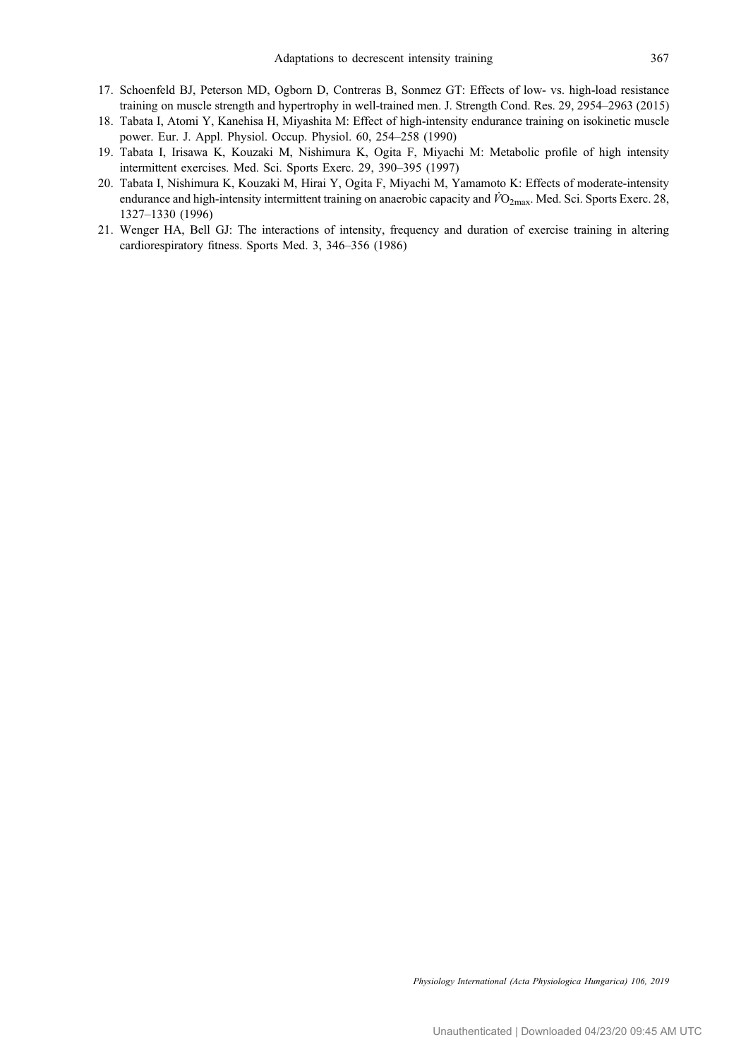17. Schoenfeld BJ, Peterson MD, Ogborn D, Contreras B, Sonmez GT: Effects of low- vs. high-load resistance training on muscle strength and hypertrophy in well-trained men. J. Strength Cond. Res. 29, 2954–2963 (2015)
18. Tabata I, Atomi Y, Kanehisa H, Miyashita M: Effect of high-intensity endurance training on isokinetic muscle power. Eur. J. Appl. Physiol. Occup. Physiol. 60, 254–258 (1990)
19. Tabata I, Irisawa K, Kouzaki M, Nishimura K, Ogita F, Miyachi M: Metabolic profile of high intensity intermittent exercises. Med. Sci. Sports Exerc. 29, 390–395 (1997)
20. Tabata I, Nishimura K, Kouzaki M, Hirai Y, Ogita F, Miyachi M, Yamamoto K: Effects of moderate-intensity endurance and high-intensity intermittent training on anaerobic capacity and $\dot{V}O_{2max}$. Med. Sci. Sports Exerc. 28, 1327–1330 (1996)
21. Wenger HA, Bell GJ: The interactions of intensity, frequency and duration of exercise training in altering cardiorespiratory fitness. Sports Med. 3, 346–356 (1986)